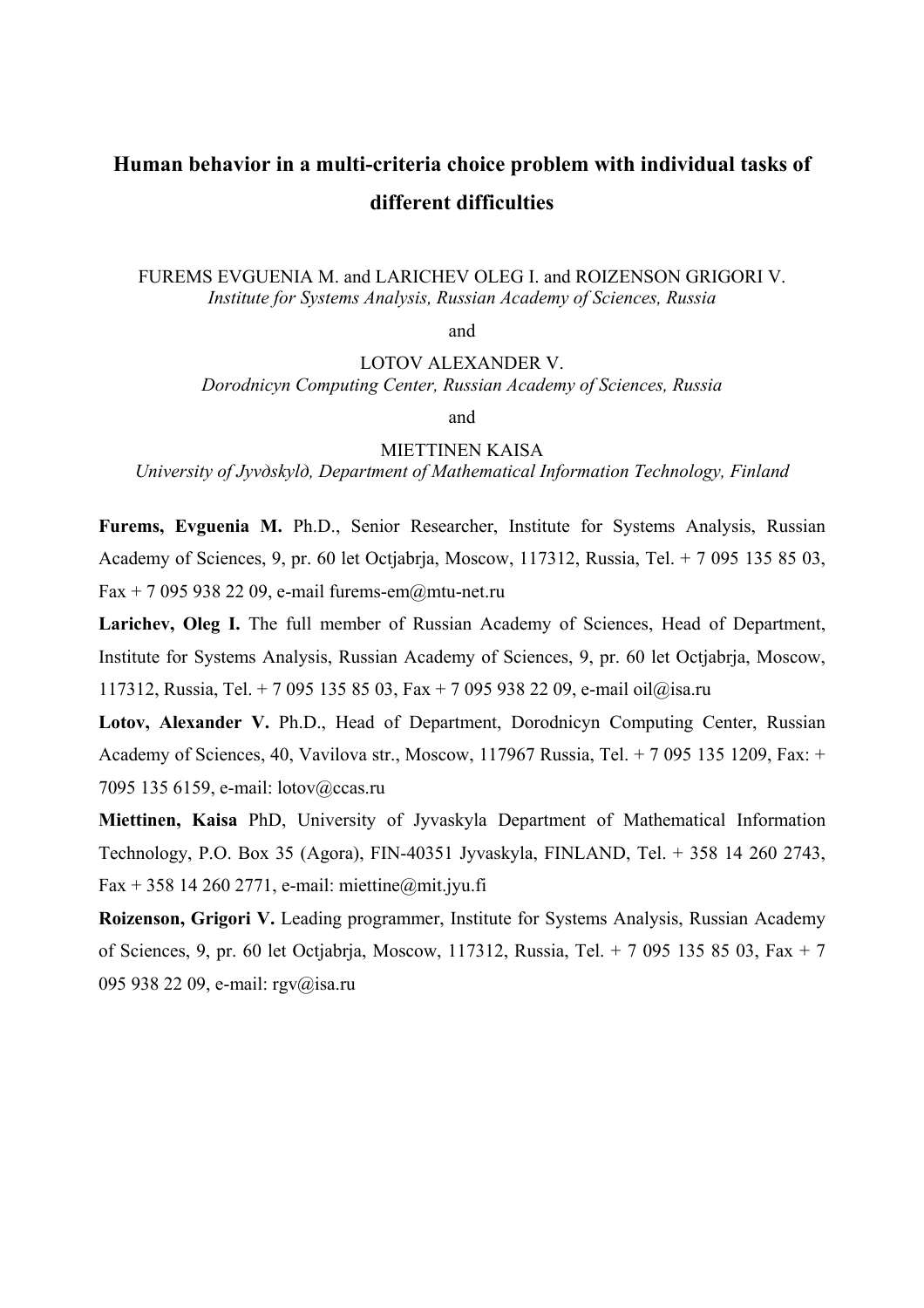# Human behavior in a multi-criteria choice problem with individual tasks of different difficulties

FUREMS EVGUENIA M. and LARICHEV OLEG I. and ROIZENSON GRIGORI V.
*Institute for Systems Analysis, Russian Academy of Sciences, Russia*

and

LOTOV ALEXANDER V.
*Dorodnicyn Computing Center, Russian Academy of Sciences, Russia*

and

MIETTINEN KAISA
*University of Jyvдskylд, Department of Mathematical Information Technology, Finland*

**Furems, Evguenia M.** Ph.D., Senior Researcher, Institute for Systems Analysis, Russian Academy of Sciences, 9, pr. 60 let Octjabrja, Moscow, 117312, Russia, Tel. + 7 095 135 85 03, Fax + 7 095 938 22 09, e-mail furems-em@mtu-net.ru

**Larichev, Oleg I.** The full member of Russian Academy of Sciences, Head of Department, Institute for Systems Analysis, Russian Academy of Sciences, 9, pr. 60 let Octjabrja, Moscow, 117312, Russia, Tel. + 7 095 135 85 03, Fax + 7 095 938 22 09, e-mail oil@isa.ru

**Lotov, Alexander V.** Ph.D., Head of Department, Dorodnicyn Computing Center, Russian Academy of Sciences, 40, Vavilova str., Moscow, 117967 Russia, Tel. + 7 095 135 1209, Fax: + 7095 135 6159, e-mail: lotov@ccas.ru

**Miettinen, Kaisa** PhD, University of Jyvaskyla Department of Mathematical Information Technology, P.O. Box 35 (Agora), FIN-40351 Jyvaskyla, FINLAND, Tel. + 358 14 260 2743, Fax + 358 14 260 2771, e-mail: miettine@mit.jyu.fi

**Roizenson, Grigori V.** Leading programmer, Institute for Systems Analysis, Russian Academy of Sciences, 9, pr. 60 let Octjabrja, Moscow, 117312, Russia, Tel. + 7 095 135 85 03, Fax + 7 095 938 22 09, e-mail: rgv@isa.ru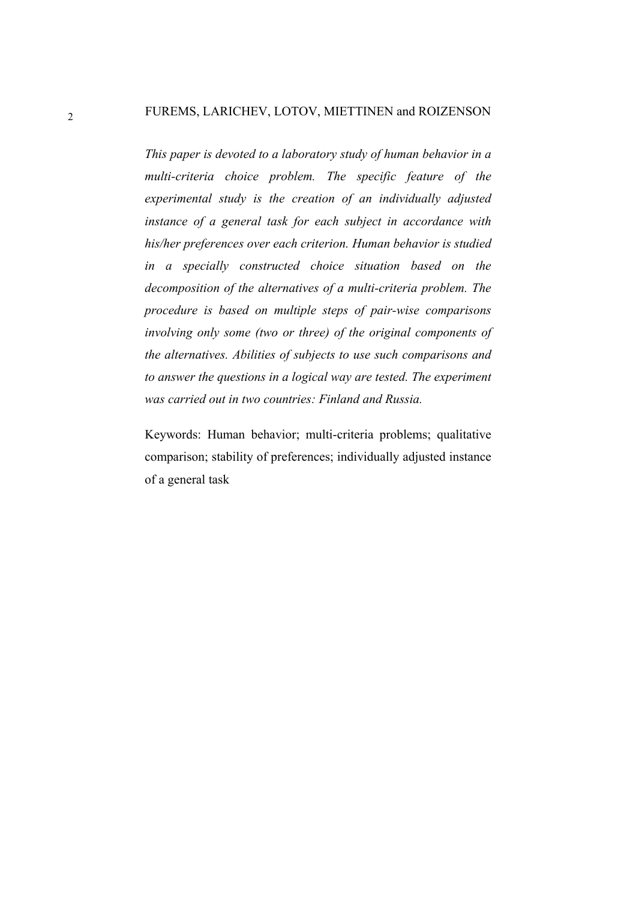*This paper is devoted to a laboratory study of human behavior in a multi-criteria choice problem. The specific feature of the experimental study is the creation of an individually adjusted instance of a general task for each subject in accordance with his/her preferences over each criterion. Human behavior is studied in a specially constructed choice situation based on the decomposition of the alternatives of a multi-criteria problem. The procedure is based on multiple steps of pair-wise comparisons involving only some (two or three) of the original components of the alternatives. Abilities of subjects to use such comparisons and to answer the questions in a logical way are tested. The experiment was carried out in two countries: Finland and Russia.*

Keywords: Human behavior; multi-criteria problems; qualitative comparison; stability of preferences; individually adjusted instance of a general task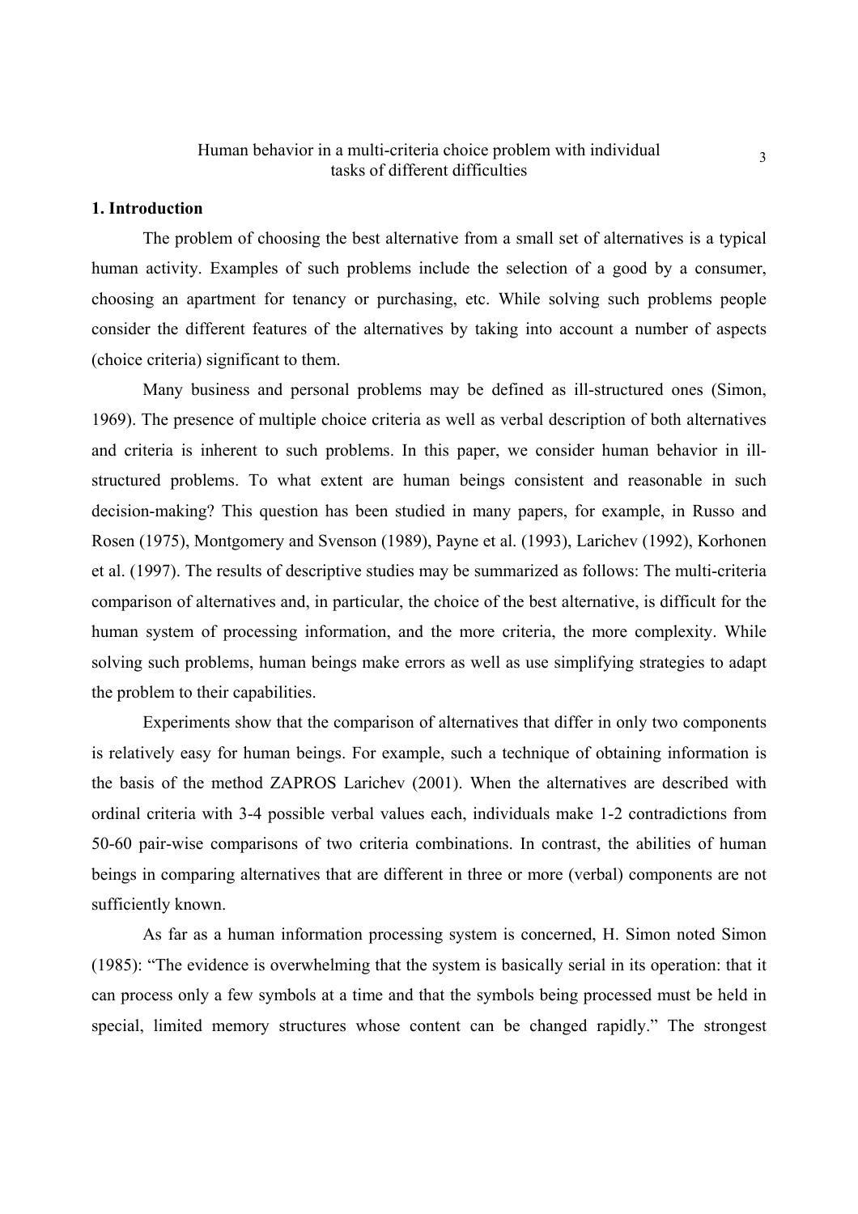Human behavior in a multi-criteria choice problem with individual tasks of different difficulties

## 1. Introduction

The problem of choosing the best alternative from a small set of alternatives is a typical human activity. Examples of such problems include the selection of a good by a consumer, choosing an apartment for tenancy or purchasing, etc. While solving such problems people consider the different features of the alternatives by taking into account a number of aspects (choice criteria) significant to them.

Many business and personal problems may be defined as ill-structured ones (Simon, 1969). The presence of multiple choice criteria as well as verbal description of both alternatives and criteria is inherent to such problems. In this paper, we consider human behavior in ill-structured problems. To what extent are human beings consistent and reasonable in such decision-making? This question has been studied in many papers, for example, in Russo and Rosen (1975), Montgomery and Svenson (1989), Payne et al. (1993), Larichev (1992), Korhonen et al. (1997). The results of descriptive studies may be summarized as follows: The multi-criteria comparison of alternatives and, in particular, the choice of the best alternative, is difficult for the human system of processing information, and the more criteria, the more complexity. While solving such problems, human beings make errors as well as use simplifying strategies to adapt the problem to their capabilities.

Experiments show that the comparison of alternatives that differ in only two components is relatively easy for human beings. For example, such a technique of obtaining information is the basis of the method ZAPROS Larichev (2001). When the alternatives are described with ordinal criteria with 3-4 possible verbal values each, individuals make 1-2 contradictions from 50-60 pair-wise comparisons of two criteria combinations. In contrast, the abilities of human beings in comparing alternatives that are different in three or more (verbal) components are not sufficiently known.

As far as a human information processing system is concerned, H. Simon noted Simon (1985): "The evidence is overwhelming that the system is basically serial in its operation: that it can process only a few symbols at a time and that the symbols being processed must be held in special, limited memory structures whose content can be changed rapidly." The strongest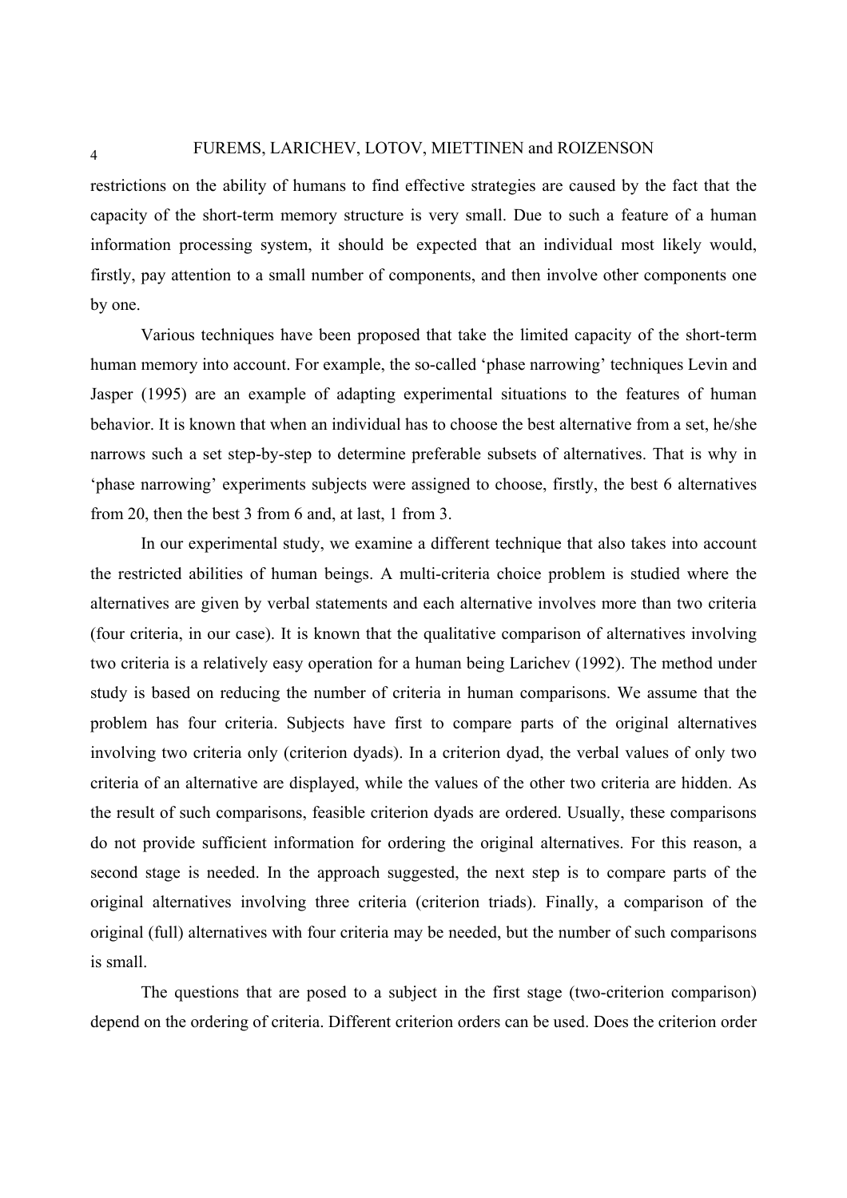restrictions on the ability of humans to find effective strategies are caused by the fact that the capacity of the short-term memory structure is very small. Due to such a feature of a human information processing system, it should be expected that an individual most likely would, firstly, pay attention to a small number of components, and then involve other components one by one.

Various techniques have been proposed that take the limited capacity of the short-term human memory into account. For example, the so-called 'phase narrowing' techniques Levin and Jasper (1995) are an example of adapting experimental situations to the features of human behavior. It is known that when an individual has to choose the best alternative from a set, he/she narrows such a set step-by-step to determine preferable subsets of alternatives. That is why in 'phase narrowing' experiments subjects were assigned to choose, firstly, the best 6 alternatives from 20, then the best 3 from 6 and, at last, 1 from 3.

In our experimental study, we examine a different technique that also takes into account the restricted abilities of human beings. A multi-criteria choice problem is studied where the alternatives are given by verbal statements and each alternative involves more than two criteria (four criteria, in our case). It is known that the qualitative comparison of alternatives involving two criteria is a relatively easy operation for a human being Larichev (1992). The method under study is based on reducing the number of criteria in human comparisons. We assume that the problem has four criteria. Subjects have first to compare parts of the original alternatives involving two criteria only (criterion dyads). In a criterion dyad, the verbal values of only two criteria of an alternative are displayed, while the values of the other two criteria are hidden. As the result of such comparisons, feasible criterion dyads are ordered. Usually, these comparisons do not provide sufficient information for ordering the original alternatives. For this reason, a second stage is needed. In the approach suggested, the next step is to compare parts of the original alternatives involving three criteria (criterion triads). Finally, a comparison of the original (full) alternatives with four criteria may be needed, but the number of such comparisons is small.

The questions that are posed to a subject in the first stage (two-criterion comparison) depend on the ordering of criteria. Different criterion orders can be used. Does the criterion order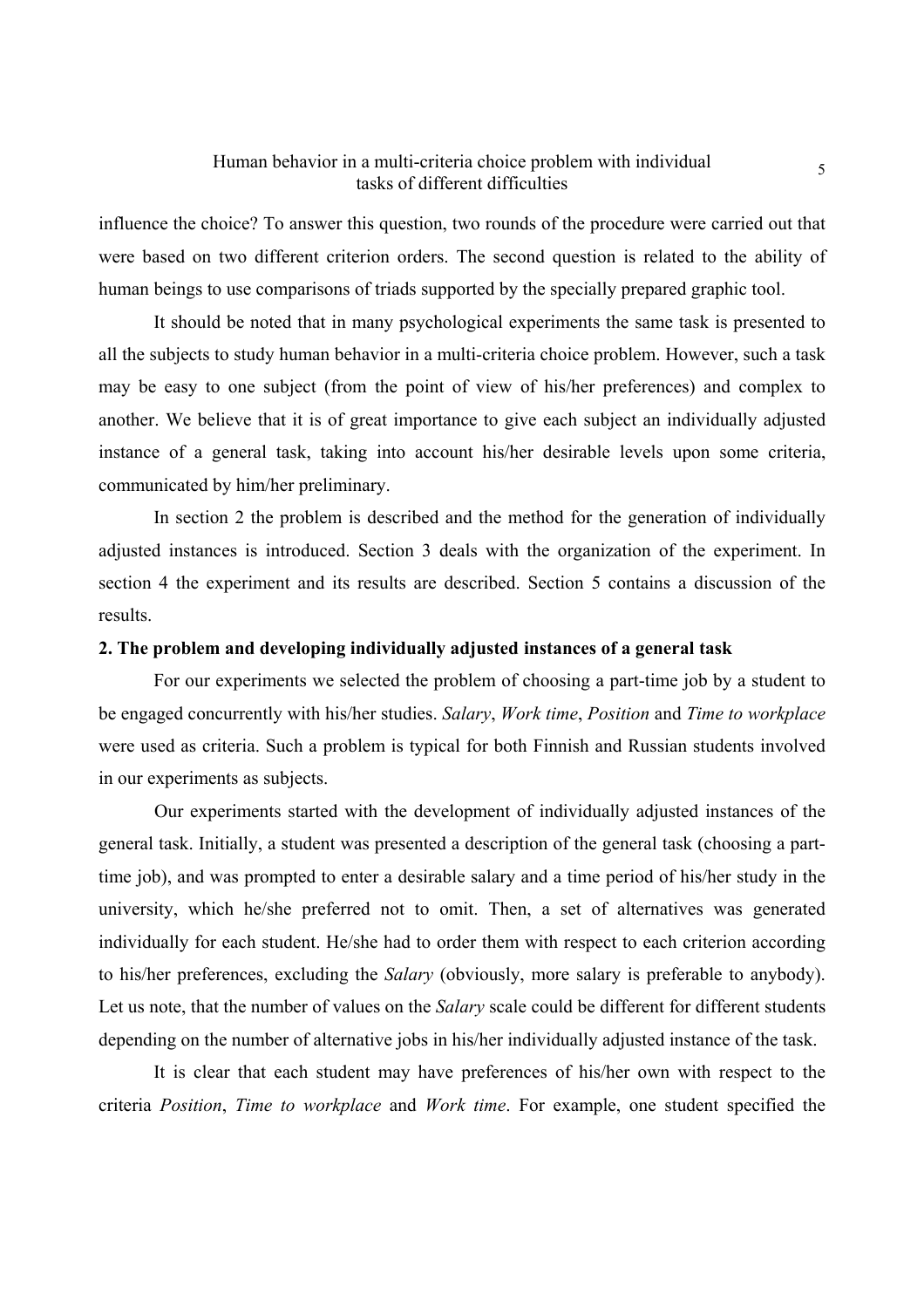influence the choice? To answer this question, two rounds of the procedure were carried out that were based on two different criterion orders. The second question is related to the ability of human beings to use comparisons of triads supported by the specially prepared graphic tool.

It should be noted that in many psychological experiments the same task is presented to all the subjects to study human behavior in a multi-criteria choice problem. However, such a task may be easy to one subject (from the point of view of his/her preferences) and complex to another. We believe that it is of great importance to give each subject an individually adjusted instance of a general task, taking into account his/her desirable levels upon some criteria, communicated by him/her preliminary.

In section 2 the problem is described and the method for the generation of individually adjusted instances is introduced. Section 3 deals with the organization of the experiment. In section 4 the experiment and its results are described. Section 5 contains a discussion of the results.

## 2. The problem and developing individually adjusted instances of a general task

For our experiments we selected the problem of choosing a part-time job by a student to be engaged concurrently with his/her studies. *Salary*, *Work time*, *Position* and *Time to workplace* were used as criteria. Such a problem is typical for both Finnish and Russian students involved in our experiments as subjects.

Our experiments started with the development of individually adjusted instances of the general task. Initially, a student was presented a description of the general task (choosing a part-time job), and was prompted to enter a desirable salary and a time period of his/her study in the university, which he/she preferred not to omit. Then, a set of alternatives was generated individually for each student. He/she had to order them with respect to each criterion according to his/her preferences, excluding the *Salary* (obviously, more salary is preferable to anybody). Let us note, that the number of values on the *Salary* scale could be different for different students depending on the number of alternative jobs in his/her individually adjusted instance of the task.

It is clear that each student may have preferences of his/her own with respect to the criteria *Position*, *Time to workplace* and *Work time*. For example, one student specified the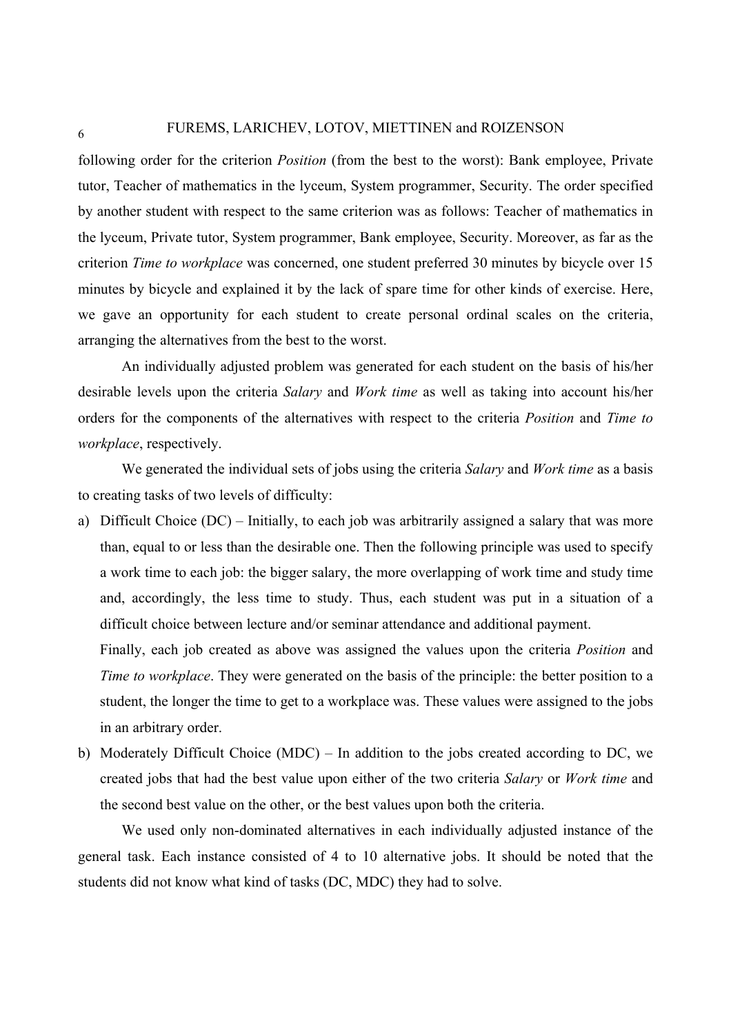following order for the criterion *Position* (from the best to the worst): Bank employee, Private tutor, Teacher of mathematics in the lyceum, System programmer, Security. The order specified by another student with respect to the same criterion was as follows: Teacher of mathematics in the lyceum, Private tutor, System programmer, Bank employee, Security. Moreover, as far as the criterion *Time to workplace* was concerned, one student preferred 30 minutes by bicycle over 15 minutes by bicycle and explained it by the lack of spare time for other kinds of exercise. Here, we gave an opportunity for each student to create personal ordinal scales on the criteria, arranging the alternatives from the best to the worst.

An individually adjusted problem was generated for each student on the basis of his/her desirable levels upon the criteria *Salary* and *Work time* as well as taking into account his/her orders for the components of the alternatives with respect to the criteria *Position* and *Time to workplace*, respectively.

We generated the individual sets of jobs using the criteria *Salary* and *Work time* as a basis to creating tasks of two levels of difficulty:

a) Difficult Choice (DC) – Initially, to each job was arbitrarily assigned a salary that was more than, equal to or less than the desirable one. Then the following principle was used to specify a work time to each job: the bigger salary, the more overlapping of work time and study time and, accordingly, the less time to study. Thus, each student was put in a situation of a difficult choice between lecture and/or seminar attendance and additional payment.

   Finally, each job created as above was assigned the values upon the criteria *Position* and *Time to workplace*. They were generated on the basis of the principle: the better position to a student, the longer the time to get to a workplace was. These values were assigned to the jobs in an arbitrary order.

b) Moderately Difficult Choice (MDC) – In addition to the jobs created according to DC, we created jobs that had the best value upon either of the two criteria *Salary* or *Work time* and the second best value on the other, or the best values upon both the criteria.

We used only non-dominated alternatives in each individually adjusted instance of the general task. Each instance consisted of 4 to 10 alternative jobs. It should be noted that the students did not know what kind of tasks (DC, MDC) they had to solve.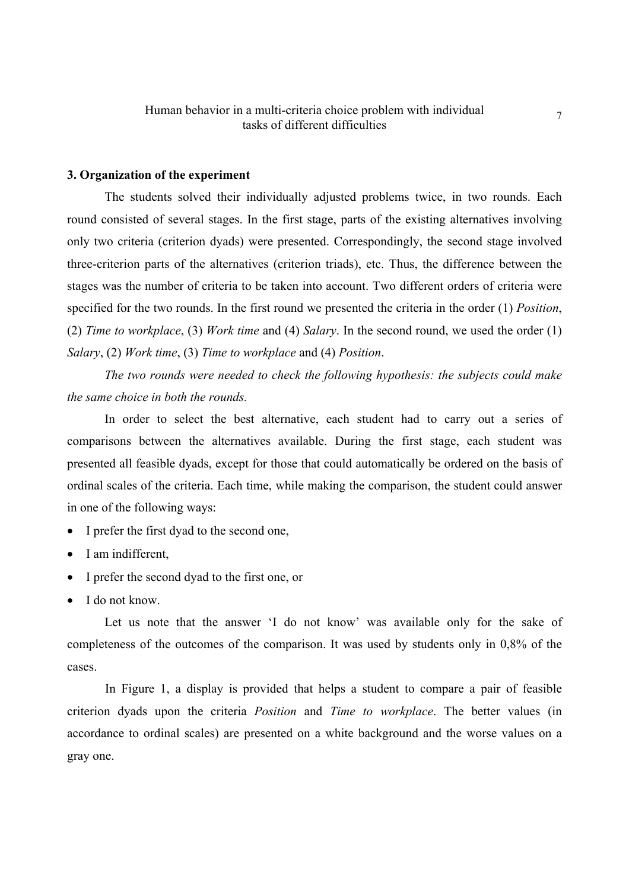## 3. Organization of the experiment

The students solved their individually adjusted problems twice, in two rounds. Each round consisted of several stages. In the first stage, parts of the existing alternatives involving only two criteria (criterion dyads) were presented. Correspondingly, the second stage involved three-criterion parts of the alternatives (criterion triads), etc. Thus, the difference between the stages was the number of criteria to be taken into account. Two different orders of criteria were specified for the two rounds. In the first round we presented the criteria in the order (1) *Position*, (2) *Time to workplace*, (3) *Work time* and (4) *Salary*. In the second round, we used the order (1) *Salary*, (2) *Work time*, (3) *Time to workplace* and (4) *Position*.

*The two rounds were needed to check the following hypothesis: the subjects could make the same choice in both the rounds.*

In order to select the best alternative, each student had to carry out a series of comparisons between the alternatives available. During the first stage, each student was presented all feasible dyads, except for those that could automatically be ordered on the basis of ordinal scales of the criteria. Each time, while making the comparison, the student could answer in one of the following ways:

- I prefer the first dyad to the second one,
- I am indifferent,
- I prefer the second dyad to the first one, or
- I do not know.

Let us note that the answer 'I do not know' was available only for the sake of completeness of the outcomes of the comparison. It was used by students only in 0,8% of the cases.

In Figure 1, a display is provided that helps a student to compare a pair of feasible criterion dyads upon the criteria *Position* and *Time to workplace*. The better values (in accordance to ordinal scales) are presented on a white background and the worse values on a gray one.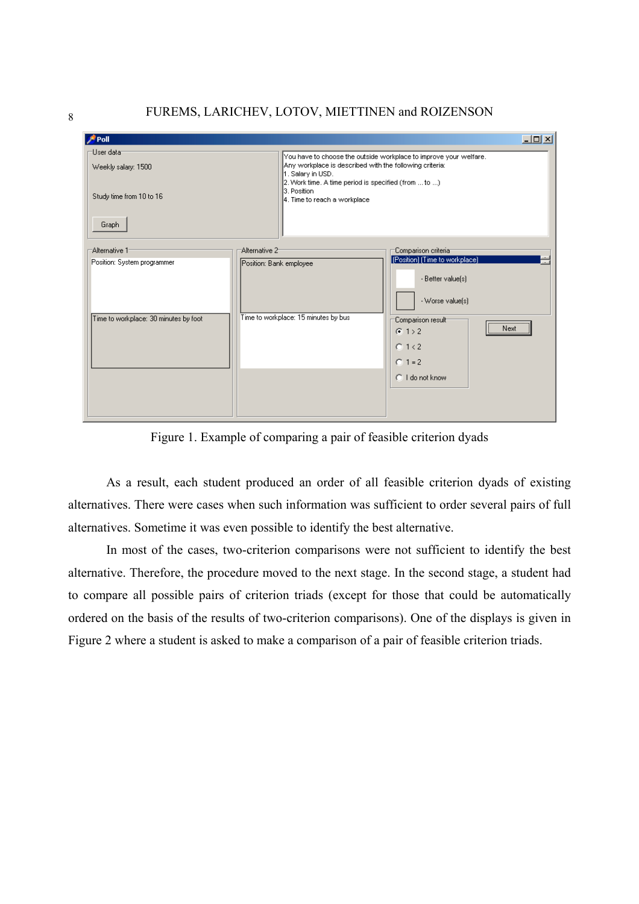Figure 1. Example of comparing a pair of feasible criterion dyads

As a result, each student produced an order of all feasible criterion dyads of existing alternatives. There were cases when such information was sufficient to order several pairs of full alternatives. Sometime it was even possible to identify the best alternative.

In most of the cases, two-criterion comparisons were not sufficient to identify the best alternative. Therefore, the procedure moved to the next stage. In the second stage, a student had to compare all possible pairs of criterion triads (except for those that could be automatically ordered on the basis of the results of two-criterion comparisons). One of the displays is given in Figure 2 where a student is asked to make a comparison of a pair of feasible criterion triads.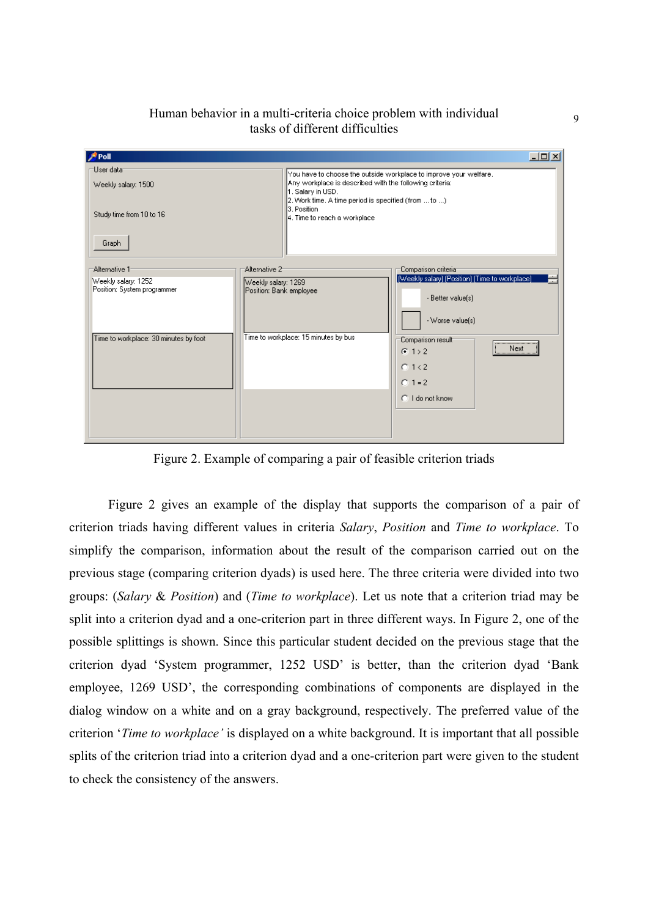Figure 2. Example of comparing a pair of feasible criterion triads

Figure 2 gives an example of the display that supports the comparison of a pair of criterion triads having different values in criteria *Salary*, *Position* and *Time to workplace*. To simplify the comparison, information about the result of the comparison carried out on the previous stage (comparing criterion dyads) is used here. The three criteria were divided into two groups: (*Salary* & *Position*) and (*Time to workplace*). Let us note that a criterion triad may be split into a criterion dyad and a one-criterion part in three different ways. In Figure 2, one of the possible splittings is shown. Since this particular student decided on the previous stage that the criterion dyad 'System programmer, 1252 USD' is better, than the criterion dyad 'Bank employee, 1269 USD', the corresponding combinations of components are displayed in the dialog window on a white and on a gray background, respectively. The preferred value of the criterion '*Time to workplace'* is displayed on a white background. It is important that all possible splits of the criterion triad into a criterion dyad and a one-criterion part were given to the student to check the consistency of the answers.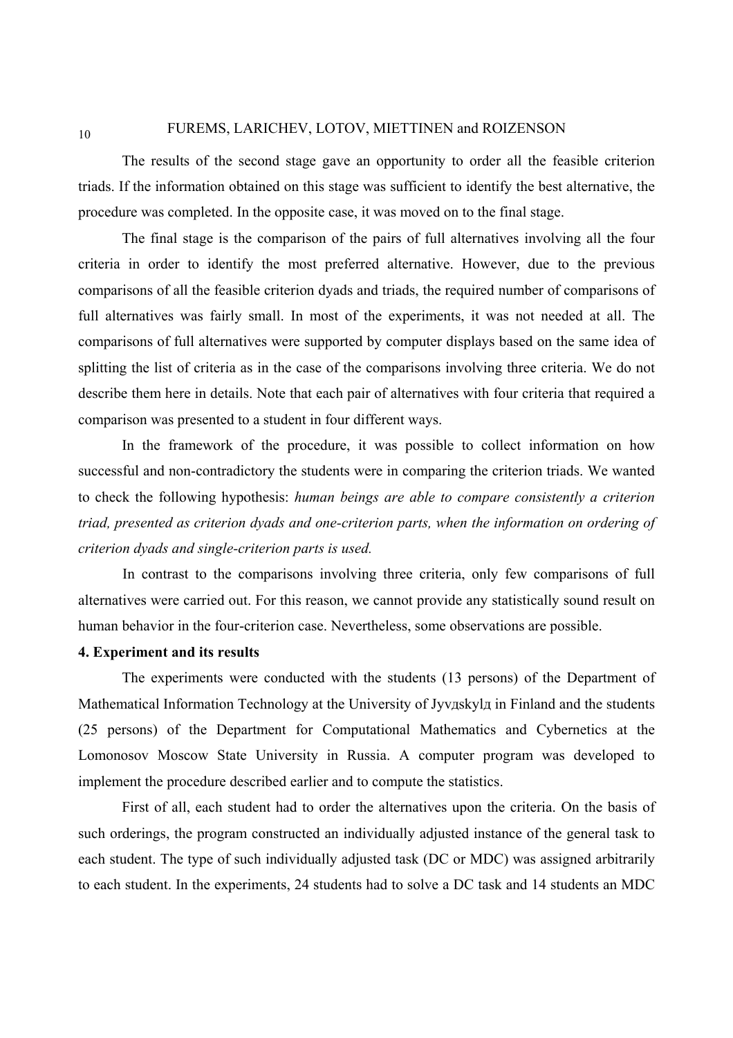The results of the second stage gave an opportunity to order all the feasible criterion triads. If the information obtained on this stage was sufficient to identify the best alternative, the procedure was completed. In the opposite case, it was moved on to the final stage.

The final stage is the comparison of the pairs of full alternatives involving all the four criteria in order to identify the most preferred alternative. However, due to the previous comparisons of all the feasible criterion dyads and triads, the required number of comparisons of full alternatives was fairly small. In most of the experiments, it was not needed at all. The comparisons of full alternatives were supported by computer displays based on the same idea of splitting the list of criteria as in the case of the comparisons involving three criteria. We do not describe them here in details. Note that each pair of alternatives with four criteria that required a comparison was presented to a student in four different ways.

In the framework of the procedure, it was possible to collect information on how successful and non-contradictory the students were in comparing the criterion triads. We wanted to check the following hypothesis: *human beings are able to compare consistently a criterion triad, presented as criterion dyads and one-criterion parts, when the information on ordering of criterion dyads and single-criterion parts is used.*

In contrast to the comparisons involving three criteria, only few comparisons of full alternatives were carried out. For this reason, we cannot provide any statistically sound result on human behavior in the four-criterion case. Nevertheless, some observations are possible.

**4. Experiment and its results**

The experiments were conducted with the students (13 persons) of the Department of Mathematical Information Technology at the University of Jyvдskylд in Finland and the students (25 persons) of the Department for Computational Mathematics and Cybernetics at the Lomonosov Moscow State University in Russia. A computer program was developed to implement the procedure described earlier and to compute the statistics.

First of all, each student had to order the alternatives upon the criteria. On the basis of such orderings, the program constructed an individually adjusted instance of the general task to each student. The type of such individually adjusted task (DC or MDC) was assigned arbitrarily to each student. In the experiments, 24 students had to solve a DC task and 14 students an MDC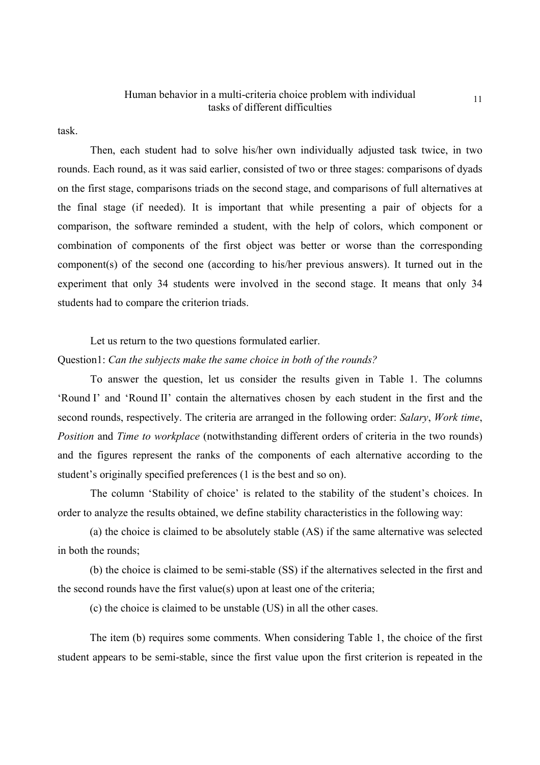task.

Then, each student had to solve his/her own individually adjusted task twice, in two rounds. Each round, as it was said earlier, consisted of two or three stages: comparisons of dyads on the first stage, comparisons triads on the second stage, and comparisons of full alternatives at the final stage (if needed). It is important that while presenting a pair of objects for a comparison, the software reminded a student, with the help of colors, which component or combination of components of the first object was better or worse than the corresponding component(s) of the second one (according to his/her previous answers). It turned out in the experiment that only 34 students were involved in the second stage. It means that only 34 students had to compare the criterion triads.

Let us return to the two questions formulated earlier.

Question1: *Can the subjects make the same choice in both of the rounds?*

To answer the question, let us consider the results given in Table 1. The columns 'Round I' and 'Round II' contain the alternatives chosen by each student in the first and the second rounds, respectively. The criteria are arranged in the following order: *Salary*, *Work time*, *Position* and *Time to workplace* (notwithstanding different orders of criteria in the two rounds) and the figures represent the ranks of the components of each alternative according to the student's originally specified preferences (1 is the best and so on).

The column 'Stability of choice' is related to the stability of the student's choices. In order to analyze the results obtained, we define stability characteristics in the following way:

(a) the choice is claimed to be absolutely stable (AS) if the same alternative was selected in both the rounds;

(b) the choice is claimed to be semi-stable (SS) if the alternatives selected in the first and the second rounds have the first value(s) upon at least one of the criteria;

(c) the choice is claimed to be unstable (US) in all the other cases.

The item (b) requires some comments. When considering Table 1, the choice of the first student appears to be semi-stable, since the first value upon the first criterion is repeated in the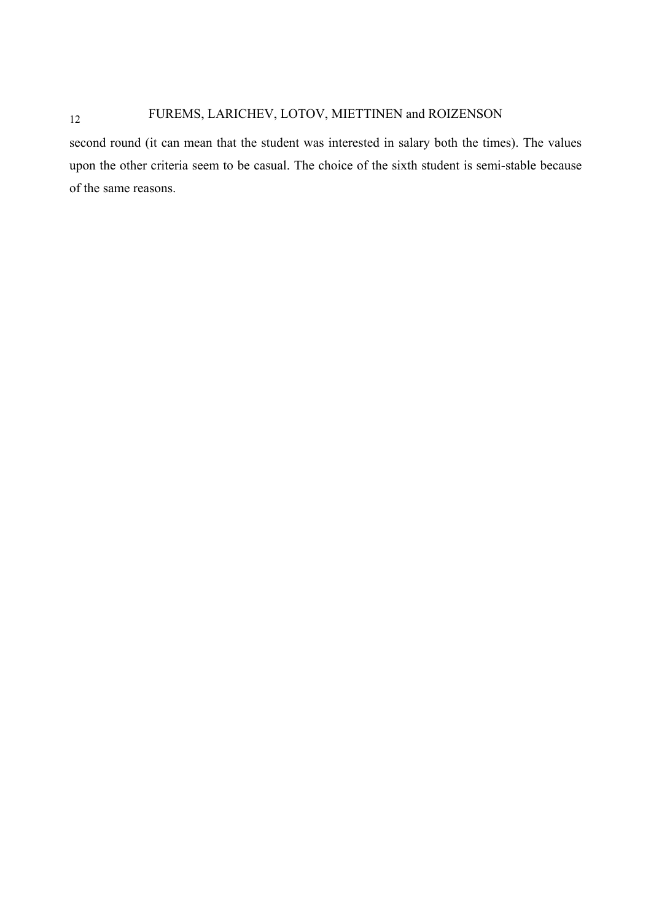second round (it can mean that the student was interested in salary both the times). The values upon the other criteria seem to be casual. The choice of the sixth student is semi-stable because of the same reasons.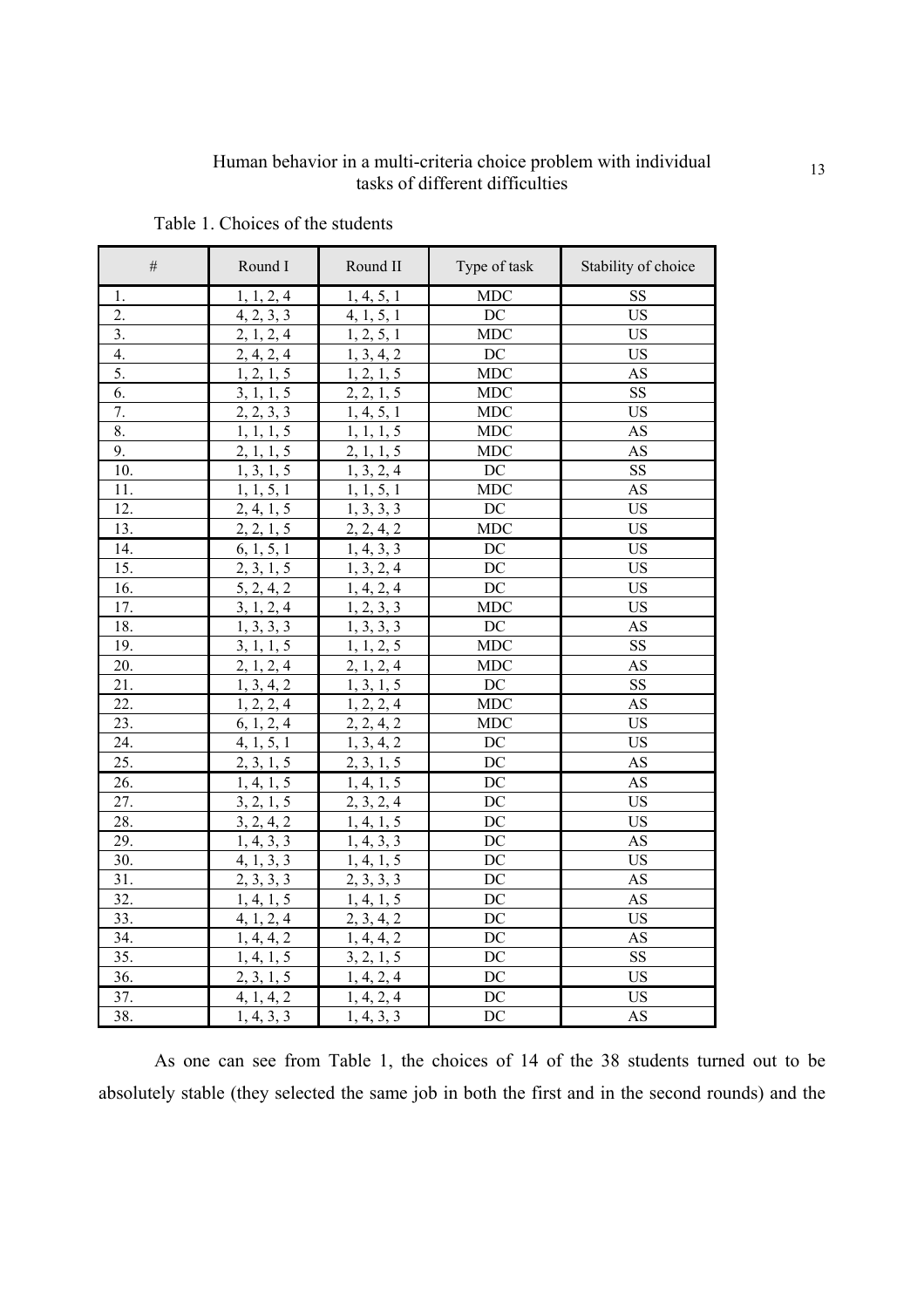Table 1. Choices of the students

| # | Round I | Round II | Type of task | Stability of choice |
|---|---|---|---|---|
| 1. | 1, 1, 2, 4 | 1, 4, 5, 1 | MDC | SS |
| 2. | 4, 2, 3, 3 | 4, 1, 5, 1 | DC | US |
| 3. | 2, 1, 2, 4 | 1, 2, 5, 1 | MDC | US |
| 4. | 2, 4, 2, 4 | 1, 3, 4, 2 | DC | US |
| 5. | 1, 2, 1, 5 | 1, 2, 1, 5 | MDC | AS |
| 6. | 3, 1, 1, 5 | 2, 2, 1, 5 | MDC | SS |
| 7. | 2, 2, 3, 3 | 1, 4, 5, 1 | MDC | US |
| 8. | 1, 1, 1, 5 | 1, 1, 1, 5 | MDC | AS |
| 9. | 2, 1, 1, 5 | 2, 1, 1, 5 | MDC | AS |
| 10. | 1, 3, 1, 5 | 1, 3, 2, 4 | DC | SS |
| 11. | 1, 1, 5, 1 | 1, 1, 5, 1 | MDC | AS |
| 12. | 2, 4, 1, 5 | 1, 3, 3, 3 | DC | US |
| 13. | 2, 2, 1, 5 | 2, 2, 4, 2 | MDC | US |
| 14. | 6, 1, 5, 1 | 1, 4, 3, 3 | DC | US |
| 15. | 2, 3, 1, 5 | 1, 3, 2, 4 | DC | US |
| 16. | 5, 2, 4, 2 | 1, 4, 2, 4 | DC | US |
| 17. | 3, 1, 2, 4 | 1, 2, 3, 3 | MDC | US |
| 18. | 1, 3, 3, 3 | 1, 3, 3, 3 | DC | AS |
| 19. | 3, 1, 1, 5 | 1, 1, 2, 5 | MDC | SS |
| 20. | 2, 1, 2, 4 | 2, 1, 2, 4 | MDC | AS |
| 21. | 1, 3, 4, 2 | 1, 3, 1, 5 | DC | SS |
| 22. | 1, 2, 2, 4 | 1, 2, 2, 4 | MDC | AS |
| 23. | 6, 1, 2, 4 | 2, 2, 4, 2 | MDC | US |
| 24. | 4, 1, 5, 1 | 1, 3, 4, 2 | DC | US |
| 25. | 2, 3, 1, 5 | 2, 3, 1, 5 | DC | AS |
| 26. | 1, 4, 1, 5 | 1, 4, 1, 5 | DC | AS |
| 27. | 3, 2, 1, 5 | 2, 3, 2, 4 | DC | US |
| 28. | 3, 2, 4, 2 | 1, 4, 1, 5 | DC | US |
| 29. | 1, 4, 3, 3 | 1, 4, 3, 3 | DC | AS |
| 30. | 4, 1, 3, 3 | 1, 4, 1, 5 | DC | US |
| 31. | 2, 3, 3, 3 | 2, 3, 3, 3 | DC | AS |
| 32. | 1, 4, 1, 5 | 1, 4, 1, 5 | DC | AS |
| 33. | 4, 1, 2, 4 | 2, 3, 4, 2 | DC | US |
| 34. | 1, 4, 4, 2 | 1, 4, 4, 2 | DC | AS |
| 35. | 1, 4, 1, 5 | 3, 2, 1, 5 | DC | SS |
| 36. | 2, 3, 1, 5 | 1, 4, 2, 4 | DC | US |
| 37. | 4, 1, 4, 2 | 1, 4, 2, 4 | DC | US |
| 38. | 1, 4, 3, 3 | 1, 4, 3, 3 | DC | AS |

As one can see from Table 1, the choices of 14 of the 38 students turned out to be absolutely stable (they selected the same job in both the first and in the second rounds) and the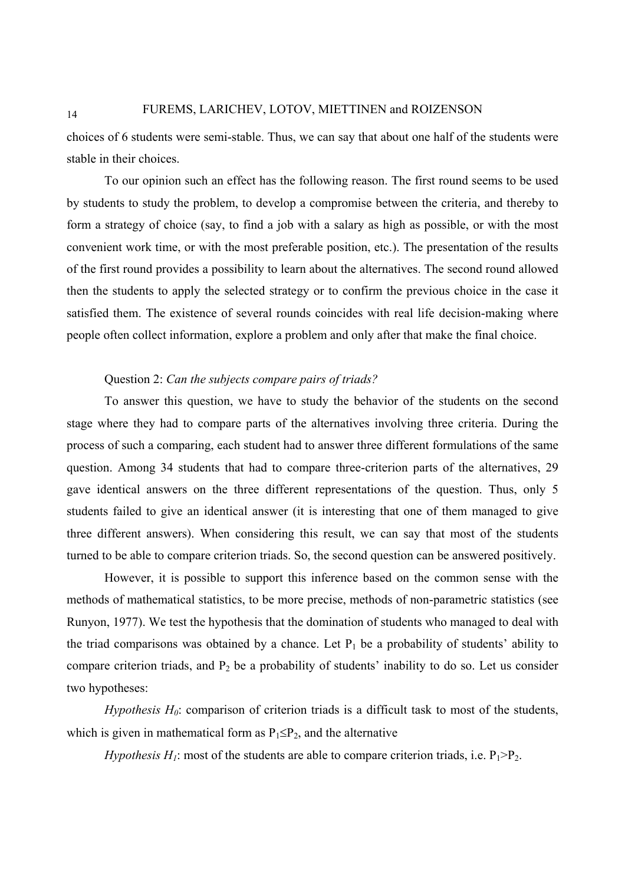choices of 6 students were semi-stable. Thus, we can say that about one half of the students were stable in their choices.

To our opinion such an effect has the following reason. The first round seems to be used by students to study the problem, to develop a compromise between the criteria, and thereby to form a strategy of choice (say, to find a job with a salary as high as possible, or with the most convenient work time, or with the most preferable position, etc.). The presentation of the results of the first round provides a possibility to learn about the alternatives. The second round allowed then the students to apply the selected strategy or to confirm the previous choice in the case it satisfied them. The existence of several rounds coincides with real life decision-making where people often collect information, explore a problem and only after that make the final choice.

Question 2: *Can the subjects compare pairs of triads?*

To answer this question, we have to study the behavior of the students on the second stage where they had to compare parts of the alternatives involving three criteria. During the process of such a comparing, each student had to answer three different formulations of the same question. Among 34 students that had to compare three-criterion parts of the alternatives, 29 gave identical answers on the three different representations of the question. Thus, only 5 students failed to give an identical answer (it is interesting that one of them managed to give three different answers). When considering this result, we can say that most of the students turned to be able to compare criterion triads. So, the second question can be answered positively.

However, it is possible to support this inference based on the common sense with the methods of mathematical statistics, to be more precise, methods of non-parametric statistics (see Runyon, 1977). We test the hypothesis that the domination of students who managed to deal with the triad comparisons was obtained by a chance. Let $P_1$ be a probability of students' ability to compare criterion triads, and $P_2$ be a probability of students' inability to do so. Let us consider two hypotheses:

*Hypothesis $H_0$*: comparison of criterion triads is a difficult task to most of the students, which is given in mathematical form as $P_1 \leq P_2$, and the alternative

*Hypothesis $H_1$*: most of the students are able to compare criterion triads, i.e. $P_1 > P_2$.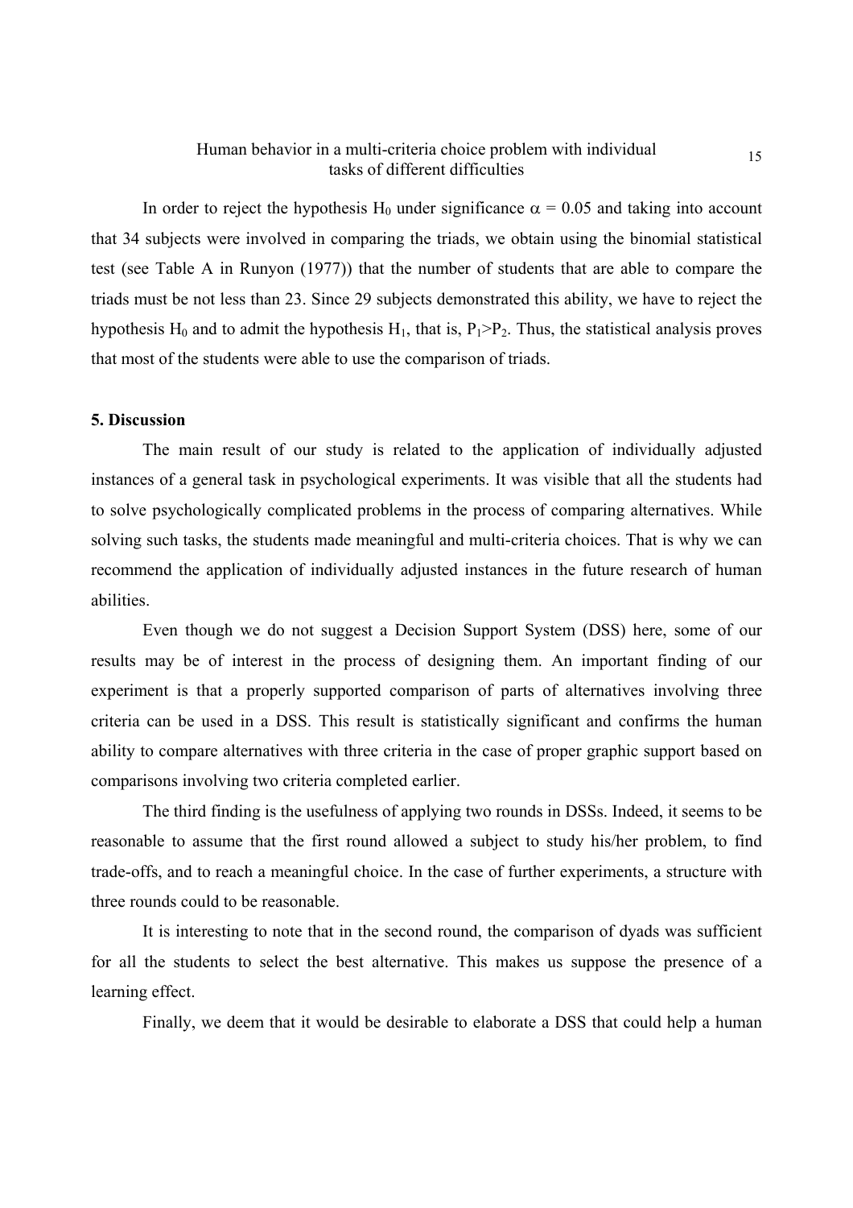In order to reject the hypothesis $H_0$ under significance $\alpha = 0.05$ and taking into account that 34 subjects were involved in comparing the triads, we obtain using the binomial statistical test (see Table A in Runyon (1977)) that the number of students that are able to compare the triads must be not less than 23. Since 29 subjects demonstrated this ability, we have to reject the hypothesis $H_0$ and to admit the hypothesis $H_1$, that is, $P_1 > P_2$. Thus, the statistical analysis proves that most of the students were able to use the comparison of triads.

## 5. Discussion

The main result of our study is related to the application of individually adjusted instances of a general task in psychological experiments. It was visible that all the students had to solve psychologically complicated problems in the process of comparing alternatives. While solving such tasks, the students made meaningful and multi-criteria choices. That is why we can recommend the application of individually adjusted instances in the future research of human abilities.

Even though we do not suggest a Decision Support System (DSS) here, some of our results may be of interest in the process of designing them. An important finding of our experiment is that a properly supported comparison of parts of alternatives involving three criteria can be used in a DSS. This result is statistically significant and confirms the human ability to compare alternatives with three criteria in the case of proper graphic support based on comparisons involving two criteria completed earlier.

The third finding is the usefulness of applying two rounds in DSSs. Indeed, it seems to be reasonable to assume that the first round allowed a subject to study his/her problem, to find trade-offs, and to reach a meaningful choice. In the case of further experiments, a structure with three rounds could to be reasonable.

It is interesting to note that in the second round, the comparison of dyads was sufficient for all the students to select the best alternative. This makes us suppose the presence of a learning effect.

Finally, we deem that it would be desirable to elaborate a DSS that could help a human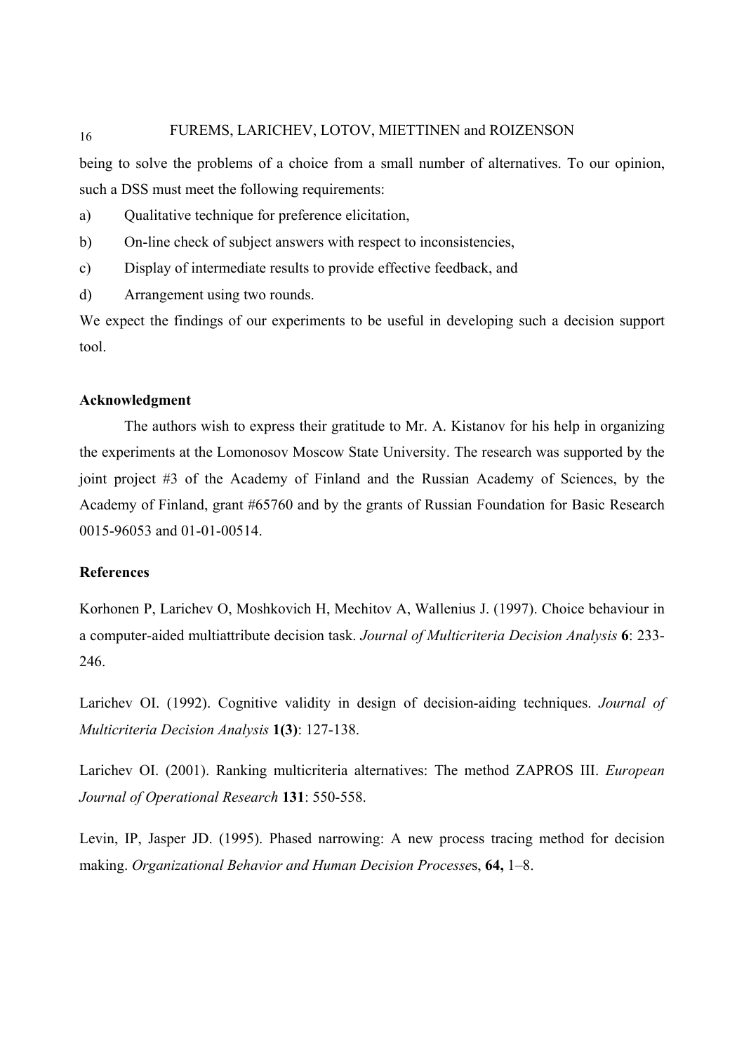being to solve the problems of a choice from a small number of alternatives. To our opinion, such a DSS must meet the following requirements:

a) Qualitative technique for preference elicitation,

b) On-line check of subject answers with respect to inconsistencies,

c) Display of intermediate results to provide effective feedback, and

d) Arrangement using two rounds.

We expect the findings of our experiments to be useful in developing such a decision support tool.

### Acknowledgment

The authors wish to express their gratitude to Mr. A. Kistanov for his help in organizing the experiments at the Lomonosov Moscow State University. The research was supported by the joint project #3 of the Academy of Finland and the Russian Academy of Sciences, by the Academy of Finland, grant #65760 and by the grants of Russian Foundation for Basic Research 0015-96053 and 01-01-00514.

### References

Korhonen P, Larichev O, Moshkovich H, Mechitov A, Wallenius J. (1997). Choice behaviour in a computer-aided multiattribute decision task. *Journal of Multicriteria Decision Analysis* **6**: 233-246.

Larichev OI. (1992). Cognitive validity in design of decision-aiding techniques. *Journal of Multicriteria Decision Analysis* **1(3)**: 127-138.

Larichev OI. (2001). Ranking multicriteria alternatives: The method ZAPROS III. *European Journal of Operational Research* **131**: 550-558.

Levin, IP, Jasper JD. (1995). Phased narrowing: A new process tracing method for decision making. *Organizational Behavior and Human Decision Processes*, **64,** 1–8.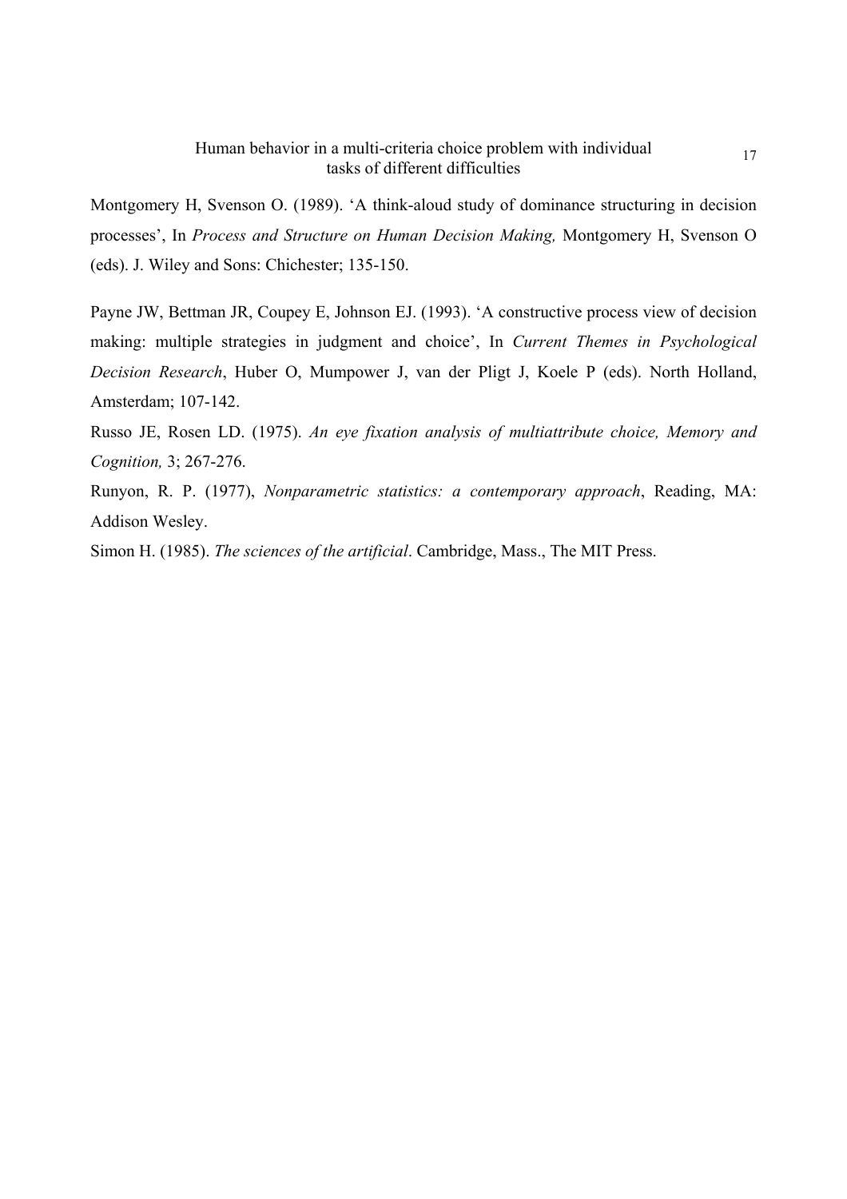Montgomery H, Svenson O. (1989). 'A think-aloud study of dominance structuring in decision processes', In *Process and Structure on Human Decision Making,* Montgomery H, Svenson O (eds). J. Wiley and Sons: Chichester; 135-150.

Payne JW, Bettman JR, Coupey E, Johnson EJ. (1993). 'A constructive process view of decision making: multiple strategies in judgment and choice', In *Current Themes in Psychological Decision Research*, Huber O, Mumpower J, van der Pligt J, Koele P (eds). North Holland, Amsterdam; 107-142.

Russo JE, Rosen LD. (1975). *An eye fixation analysis of multiattribute choice, Memory and Cognition,* 3; 267-276.

Runyon, R. P. (1977), *Nonparametric statistics: a contemporary approach*, Reading, MA: Addison Wesley.

Simon H. (1985). *The sciences of the artificial*. Cambridge, Mass., The MIT Press.